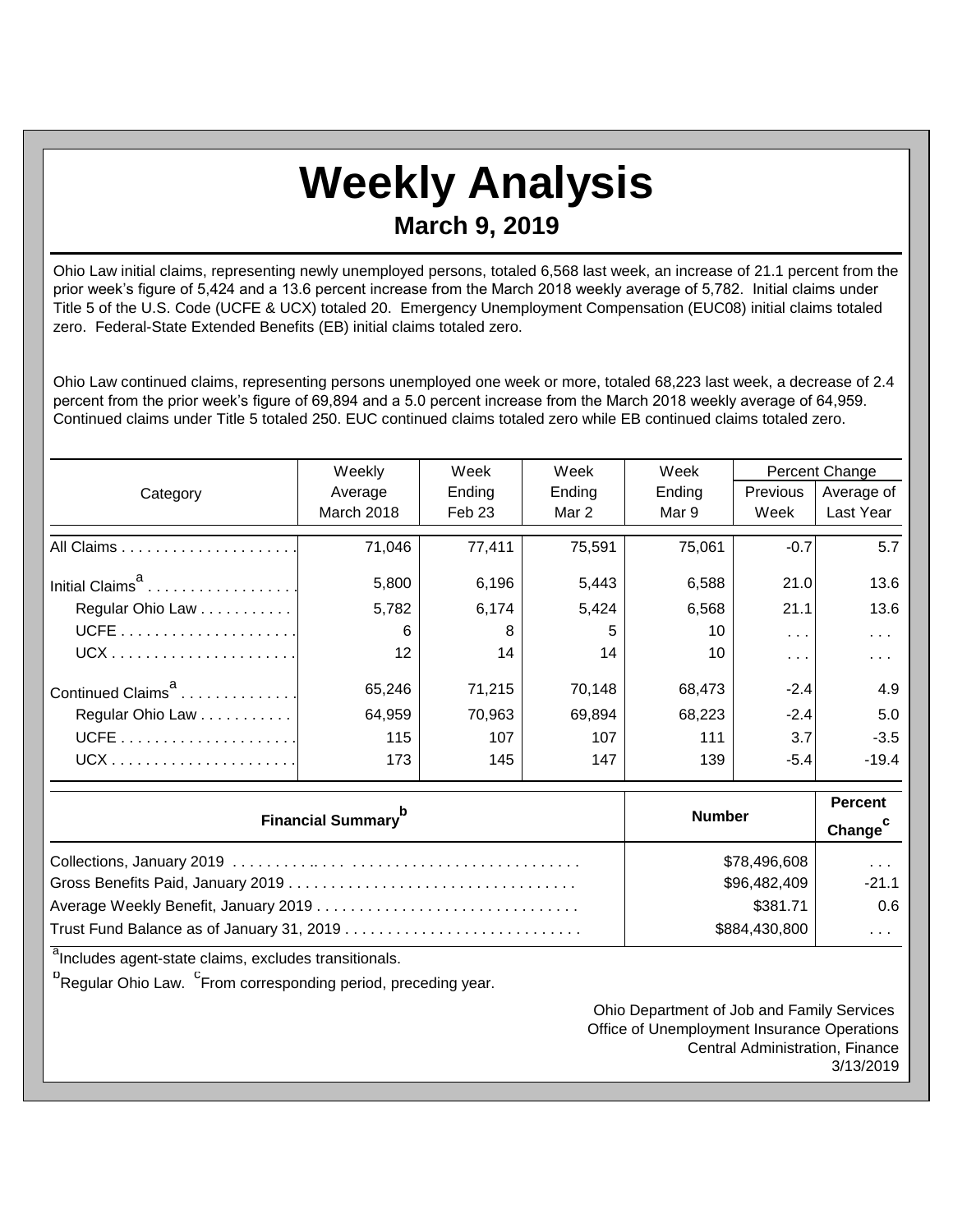# Weekly Analysis

## March 9, 2019

Ohio Law initial claims, representing newly unemployed persons, totaled 6,568 last week, an increase of 21.1 percent from the prior week's figure of 5,424 and a 13.6 percent increase from the March 2018 weekly average of 5,782. Initial claims under Title 5 of the U.S. Code (UCFE & UCX) totaled 20. Emergency Unemployment Compensation (EUC08) initial claims totaled zero. Federal-State Extended Benefits (EB) initial claims totaled zero.

Ohio Law continued claims, representing persons unemployed one week or more, totaled 68,223 last week, a decrease of 2.4 percent from the prior week's figure of 69,894 and a 5.0 percent increase from the March 2018 weekly average of 64,959. Continued claims under Title 5 totaled 250. EUC continued claims totaled zero while EB continued claims totaled zero.

| Category | Weekly Average March 2018 | Week Ending Feb 23 | Week Ending Mar 2 | Week Ending Mar 9 | Percent Change | |
|---|---|---|---|---|---|---|
| | | | | | Previous Week | Average of Last Year |
| All Claims | 71,046 | 77,411 | 75,591 | 75,061 | -0.7 | 5.7 |
| Initial Claims[a] | 5,800 | 6,196 | 5,443 | 6,588 | 21.0 | 13.6 |
| Regular Ohio Law | 5,782 | 6,174 | 5,424 | 6,568 | 21.1 | 13.6 |
| UCFE | 6 | 8 | 5 | 10 | . . . | . . . |
| UCX | 12 | 14 | 14 | 10 | . . . | . . . |
| Continued Claims[a] | 65,246 | 71,215 | 70,148 | 68,473 | -2.4 | 4.9 |
| Regular Ohio Law | 64,959 | 70,963 | 69,894 | 68,223 | -2.4 | 5.0 |
| UCFE | 115 | 107 | 107 | 111 | 3.7 | -3.5 |
| UCX | 173 | 145 | 147 | 139 | -5.4 | -19.4 |

| Financial Summary[b] | Number | Percent Change[c] |
|---|---|---|
| Collections, January 2019 | $78,496,608 | . . . |
| Gross Benefits Paid, January 2019 | $96,482,409 | -21.1 |
| Average Weekly Benefit, January 2019 | $381.71 | 0.6 |
| Trust Fund Balance as of January 31, 2019 | $884,430,800 | . . . |

[a]Includes agent-state claims, excludes transitionals.

[b]Regular Ohio Law. [c]From corresponding period, preceding year.

Ohio Department of Job and Family Services
Office of Unemployment Insurance Operations
Central Administration, Finance
3/13/2019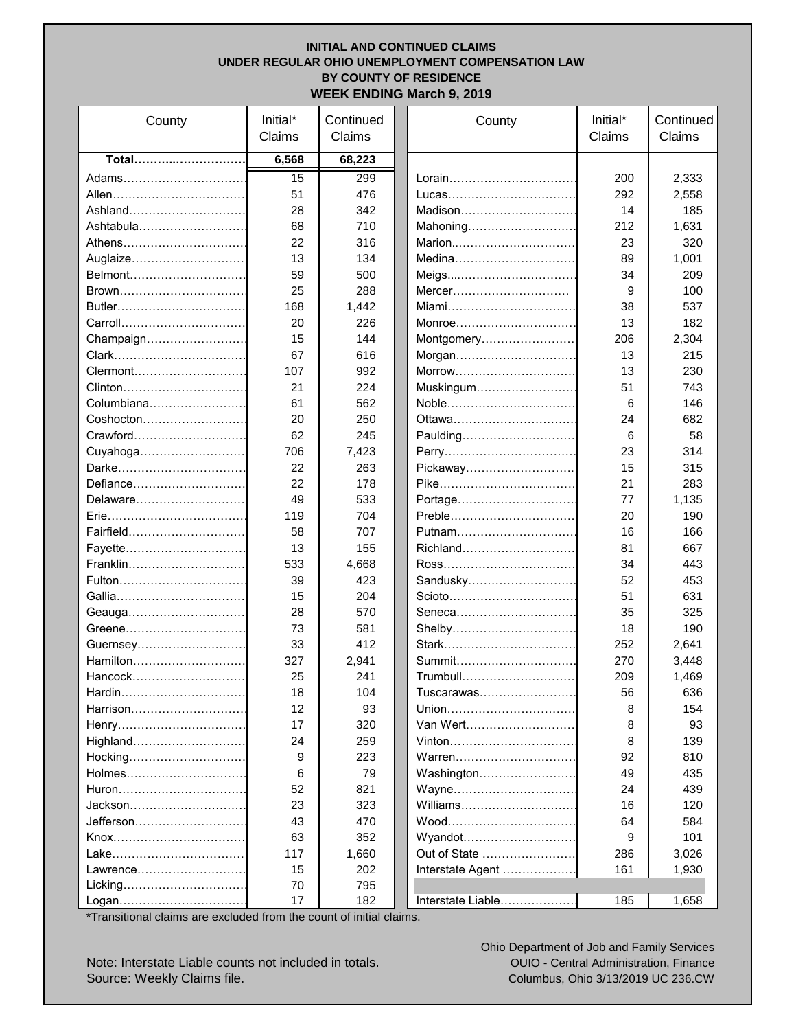**INITIAL AND CONTINUED CLAIMS**
**UNDER REGULAR OHIO UNEMPLOYMENT COMPENSATION LAW**
**BY COUNTY OF RESIDENCE**
**WEEK ENDING March 9, 2019**

| County | Initial* Claims | Continued Claims | County | Initial* Claims | Continued Claims |
|---|---|---|---|---|---|
| **Total** | **6,568** | **68,223** | | | |
| Adams | 15 | 299 | Lorain | 200 | 2,333 |
| Allen | 51 | 476 | Lucas | 292 | 2,558 |
| Ashland | 28 | 342 | Madison | 14 | 185 |
| Ashtabula | 68 | 710 | Mahoning | 212 | 1,631 |
| Athens | 22 | 316 | Marion | 23 | 320 |
| Auglaize | 13 | 134 | Medina | 89 | 1,001 |
| Belmont | 59 | 500 | Meigs | 34 | 209 |
| Brown | 25 | 288 | Mercer | 9 | 100 |
| Butler | 168 | 1,442 | Miami | 38 | 537 |
| Carroll | 20 | 226 | Monroe | 13 | 182 |
| Champaign | 15 | 144 | Montgomery | 206 | 2,304 |
| Clark | 67 | 616 | Morgan | 13 | 215 |
| Clermont | 107 | 992 | Morrow | 13 | 230 |
| Clinton | 21 | 224 | Muskingum | 51 | 743 |
| Columbiana | 61 | 562 | Noble | 6 | 146 |
| Coshocton | 20 | 250 | Ottawa | 24 | 682 |
| Crawford | 62 | 245 | Paulding | 6 | 58 |
| Cuyahoga | 706 | 7,423 | Perry | 23 | 314 |
| Darke | 22 | 263 | Pickaway | 15 | 315 |
| Defiance | 22 | 178 | Pike | 21 | 283 |
| Delaware | 49 | 533 | Portage | 77 | 1,135 |
| Erie | 119 | 704 | Preble | 20 | 190 |
| Fairfield | 58 | 707 | Putnam | 16 | 166 |
| Fayette | 13 | 155 | Richland | 81 | 667 |
| Franklin | 533 | 4,668 | Ross | 34 | 443 |
| Fulton | 39 | 423 | Sandusky | 52 | 453 |
| Gallia | 15 | 204 | Scioto | 51 | 631 |
| Geauga | 28 | 570 | Seneca | 35 | 325 |
| Greene | 73 | 581 | Shelby | 18 | 190 |
| Guernsey | 33 | 412 | Stark | 252 | 2,641 |
| Hamilton | 327 | 2,941 | Summit | 270 | 3,448 |
| Hancock | 25 | 241 | Trumbull | 209 | 1,469 |
| Hardin | 18 | 104 | Tuscarawas | 56 | 636 |
| Harrison | 12 | 93 | Union | 8 | 154 |
| Henry | 17 | 320 | Van Wert | 8 | 93 |
| Highland | 24 | 259 | Vinton | 8 | 139 |
| Hocking | 9 | 223 | Warren | 92 | 810 |
| Holmes | 6 | 79 | Washington | 49 | 435 |
| Huron | 52 | 821 | Wayne | 24 | 439 |
| Jackson | 23 | 323 | Williams | 16 | 120 |
| Jefferson | 43 | 470 | Wood | 64 | 584 |
| Knox | 63 | 352 | Wyandot | 9 | 101 |
| Lake | 117 | 1,660 | Out of State | 286 | 3,026 |
| Lawrence | 15 | 202 | Interstate Agent | 161 | 1,930 |
| Licking | 70 | 795 | | | |
| Logan | 17 | 182 | Interstate Liable | 185 | 1,658 |

*Transitional claims are excluded from the count of initial claims.

Note: Interstate Liable counts not included in totals.
Source: Weekly Claims file.

Ohio Department of Job and Family Services
OUIO - Central Administration, Finance
Columbus, Ohio 3/13/2019 UC 236.CW